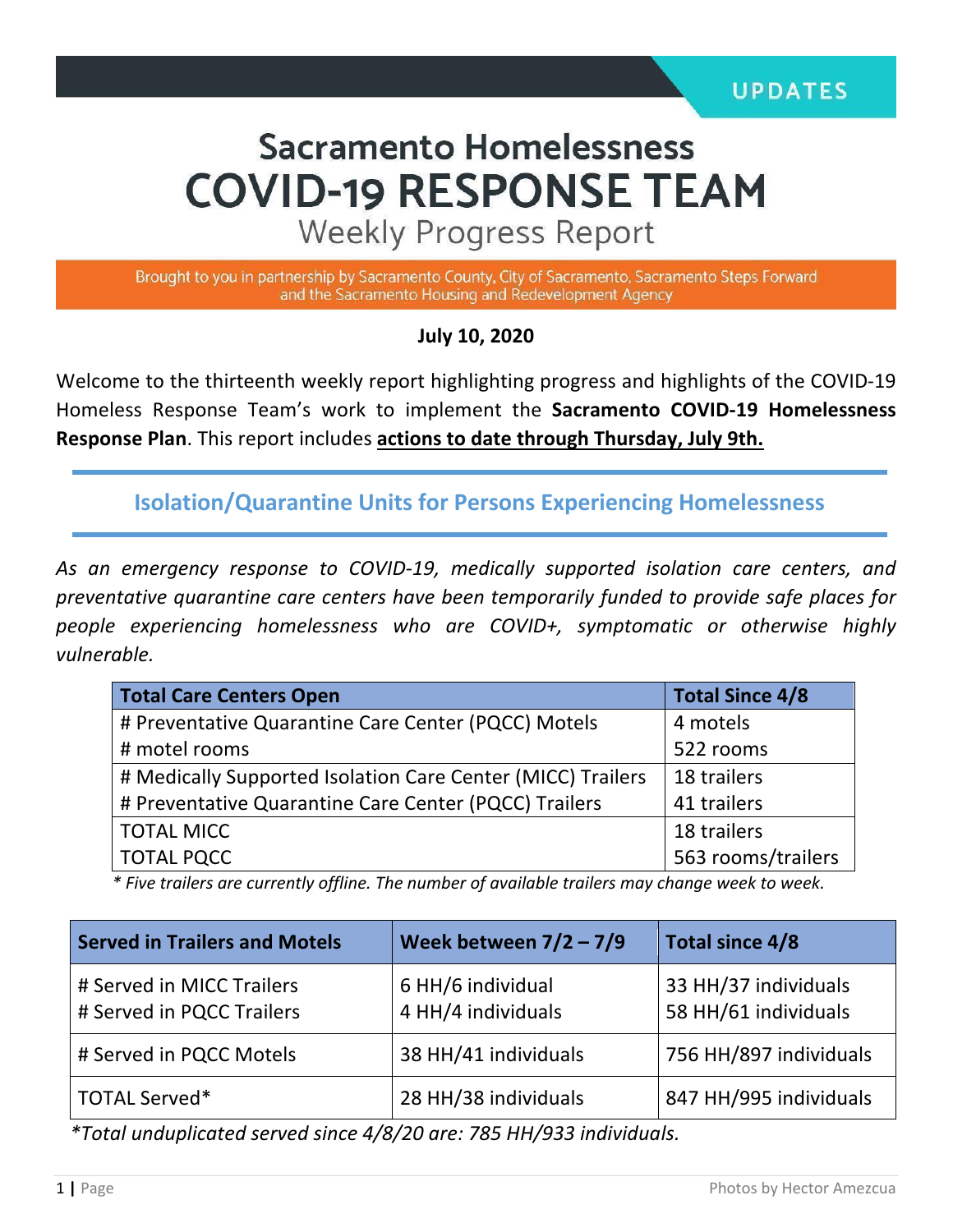UPDATES

# Sacramento Homelessness COVID-19 RESPONSE TEAM

## Weekly Progress Report

Brought to you in partnership by Sacramento County, City of Sacramento, Sacramento Steps Forward and the Sacramento Housing and Redevelopment Agency

**July 10, 2020**

Welcome to the thirteenth weekly report highlighting progress and highlights of the COVID-19 Homeless Response Team's work to implement the **Sacramento COVID-19 Homelessness Response Plan**. This report includes **actions to date through Thursday, July 9th.**

## Isolation/Quarantine Units for Persons Experiencing Homelessness

*As an emergency response to COVID-19, medically supported isolation care centers, and preventative quarantine care centers have been temporarily funded to provide safe places for people experiencing homelessness who are COVID+, symptomatic or otherwise highly vulnerable.*

| Total Care Centers Open | Total Since 4/8 |
|---|---|
| # Preventative Quarantine Care Center (PQCC) Motels | 4 motels |
| # motel rooms | 522 rooms |
| # Medically Supported Isolation Care Center (MICC) Trailers | 18 trailers |
| # Preventative Quarantine Care Center (PQCC) Trailers | 41 trailers |
| TOTAL MICC | 18 trailers |
| TOTAL PQCC | 563 rooms/trailers |

*\* Five trailers are currently offline. The number of available trailers may change week to week.*

| Served in Trailers and Motels | Week between 7/2 – 7/9 | Total since 4/8 |
|---|---|---|
| # Served in MICC Trailers | 6 HH/6 individual | 33 HH/37 individuals |
| # Served in PQCC Trailers | 4 HH/4 individuals | 58 HH/61 individuals |
| # Served in PQCC Motels | 38 HH/41 individuals | 756 HH/897 individuals |
| TOTAL Served* | 28 HH/38 individuals | 847 HH/995 individuals |

*\*Total unduplicated served since 4/8/20 are: 785 HH/933 individuals.*

Photos by Hector Amezcua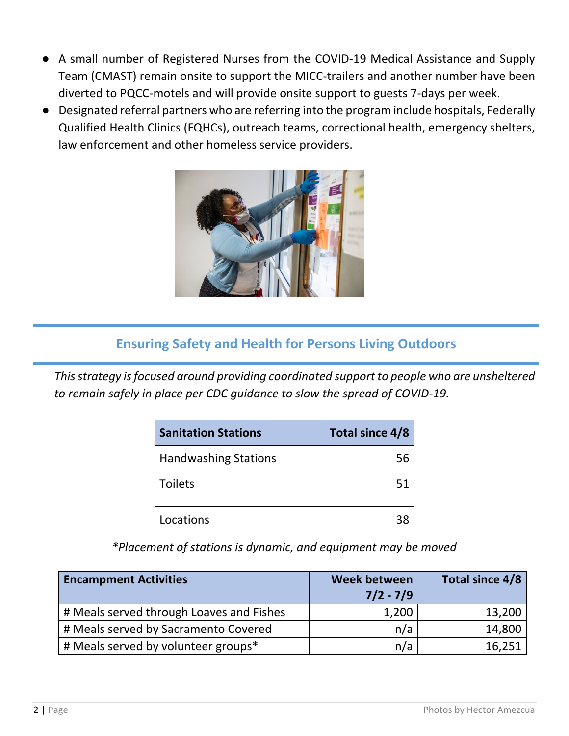- A small number of Registered Nurses from the COVID-19 Medical Assistance and Supply Team (CMAST) remain onsite to support the MICC-trailers and another number have been diverted to PQCC-motels and will provide onsite support to guests 7-days per week.
- Designated referral partners who are referring into the program include hospitals, Federally Qualified Health Clinics (FQHCs), outreach teams, correctional health, emergency shelters, law enforcement and other homeless service providers.

## Ensuring Safety and Health for Persons Living Outdoors

*This strategy is focused around providing coordinated support to people who are unsheltered to remain safely in place per CDC guidance to slow the spread of COVID-19.*

| Sanitation Stations | Total since 4/8 |
|---|---:|
| Handwashing Stations | 56 |
| Toilets | 51 |
| Locations | 38 |

*\*Placement of stations is dynamic, and equipment may be moved*

| Encampment Activities | Week between 7/2 - 7/9 | Total since 4/8 |
|---|---:|---:|
| # Meals served through Loaves and Fishes | 1,200 | 13,200 |
| # Meals served by Sacramento Covered | n/a | 14,800 |
| # Meals served by volunteer groups* | n/a | 16,251 |

Photos by Hector Amezcua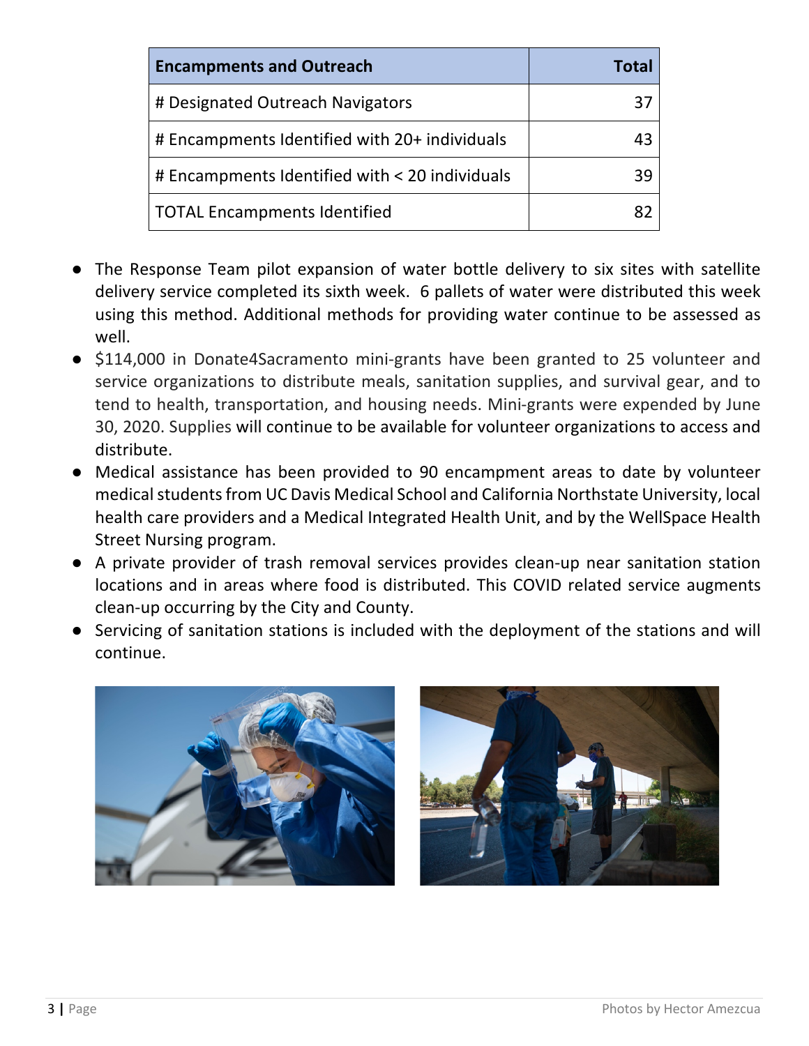| Encampments and Outreach | Total |
|---|---:|
| # Designated Outreach Navigators | 37 |
| # Encampments Identified with 20+ individuals | 43 |
| # Encampments Identified with < 20 individuals | 39 |
| TOTAL Encampments Identified | 82 |

- The Response Team pilot expansion of water bottle delivery to six sites with satellite delivery service completed its sixth week. 6 pallets of water were distributed this week using this method. Additional methods for providing water continue to be assessed as well.
- $114,000 in Donate4Sacramento mini-grants have been granted to 25 volunteer and service organizations to distribute meals, sanitation supplies, and survival gear, and to tend to health, transportation, and housing needs. Mini-grants were expended by June 30, 2020. Supplies will continue to be available for volunteer organizations to access and distribute.
- Medical assistance has been provided to 90 encampment areas to date by volunteer medical students from UC Davis Medical School and California Northstate University, local health care providers and a Medical Integrated Health Unit, and by the WellSpace Health Street Nursing program.
- A private provider of trash removal services provides clean-up near sanitation station locations and in areas where food is distributed. This COVID related service augments clean-up occurring by the City and County.
- Servicing of sanitation stations is included with the deployment of the stations and will continue.

Photos by Hector Amezcua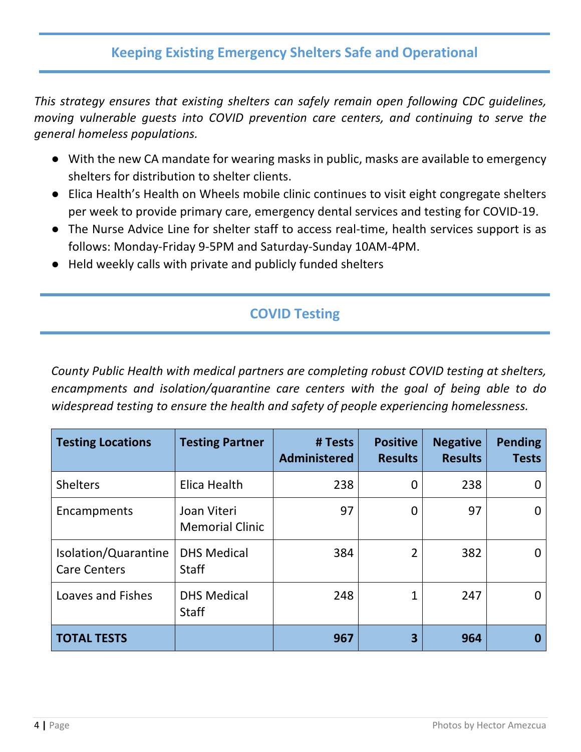## Keeping Existing Emergency Shelters Safe and Operational

*This strategy ensures that existing shelters can safely remain open following CDC guidelines, moving vulnerable guests into COVID prevention care centers, and continuing to serve the general homeless populations.*

- With the new CA mandate for wearing masks in public, masks are available to emergency shelters for distribution to shelter clients.
- Elica Health's Health on Wheels mobile clinic continues to visit eight congregate shelters per week to provide primary care, emergency dental services and testing for COVID-19.
- The Nurse Advice Line for shelter staff to access real-time, health services support is as follows: Monday-Friday 9-5PM and Saturday-Sunday 10AM-4PM.
- Held weekly calls with private and publicly funded shelters

## COVID Testing

*County Public Health with medical partners are completing robust COVID testing at shelters, encampments and isolation/quarantine care centers with the goal of being able to do widespread testing to ensure the health and safety of people experiencing homelessness.*

| Testing Locations | Testing Partner | # Tests Administered | Positive Results | Negative Results | Pending Tests |
|---|---|---:|---:|---:|---:|
| Shelters | Elica Health | 238 | 0 | 238 | 0 |
| Encampments | Joan Viteri Memorial Clinic | 97 | 0 | 97 | 0 |
| Isolation/Quarantine Care Centers | DHS Medical Staff | 384 | 2 | 382 | 0 |
| Loaves and Fishes | DHS Medical Staff | 248 | 1 | 247 | 0 |
| **TOTAL TESTS** | | **967** | **3** | **964** | **0** |

Photos by Hector Amezcua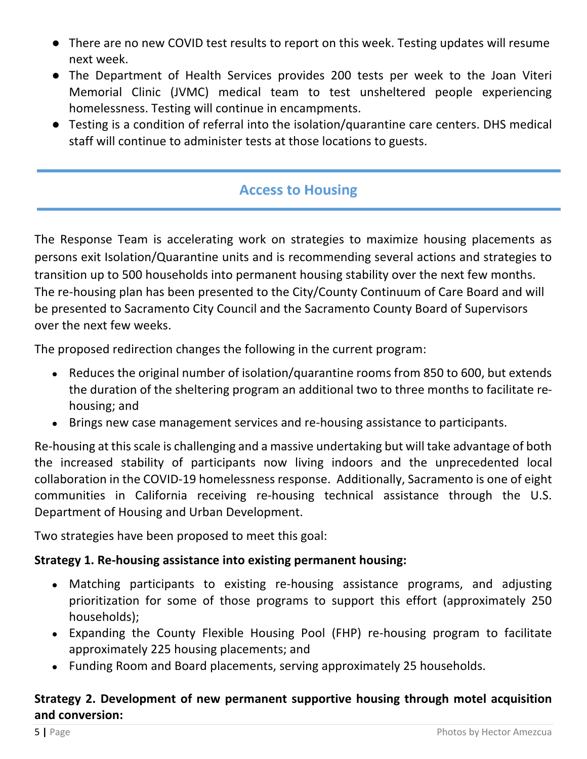- There are no new COVID test results to report on this week. Testing updates will resume next week.
- The Department of Health Services provides 200 tests per week to the Joan Viteri Memorial Clinic (JVMC) medical team to test unsheltered people experiencing homelessness. Testing will continue in encampments.
- Testing is a condition of referral into the isolation/quarantine care centers. DHS medical staff will continue to administer tests at those locations to guests.

## Access to Housing

The Response Team is accelerating work on strategies to maximize housing placements as persons exit Isolation/Quarantine units and is recommending several actions and strategies to transition up to 500 households into permanent housing stability over the next few months. The re-housing plan has been presented to the City/County Continuum of Care Board and will be presented to Sacramento City Council and the Sacramento County Board of Supervisors over the next few weeks.

The proposed redirection changes the following in the current program:

- Reduces the original number of isolation/quarantine rooms from 850 to 600, but extends the duration of the sheltering program an additional two to three months to facilitate re-housing; and
- Brings new case management services and re-housing assistance to participants.

Re-housing at this scale is challenging and a massive undertaking but will take advantage of both the increased stability of participants now living indoors and the unprecedented local collaboration in the COVID-19 homelessness response. Additionally, Sacramento is one of eight communities in California receiving re-housing technical assistance through the U.S. Department of Housing and Urban Development.

Two strategies have been proposed to meet this goal:

**Strategy 1. Re-housing assistance into existing permanent housing:**

- Matching participants to existing re-housing assistance programs, and adjusting prioritization for some of those programs to support this effort (approximately 250 households);
- Expanding the County Flexible Housing Pool (FHP) re-housing program to facilitate approximately 225 housing placements; and
- Funding Room and Board placements, serving approximately 25 households.

**Strategy 2. Development of new permanent supportive housing through motel acquisition and conversion:**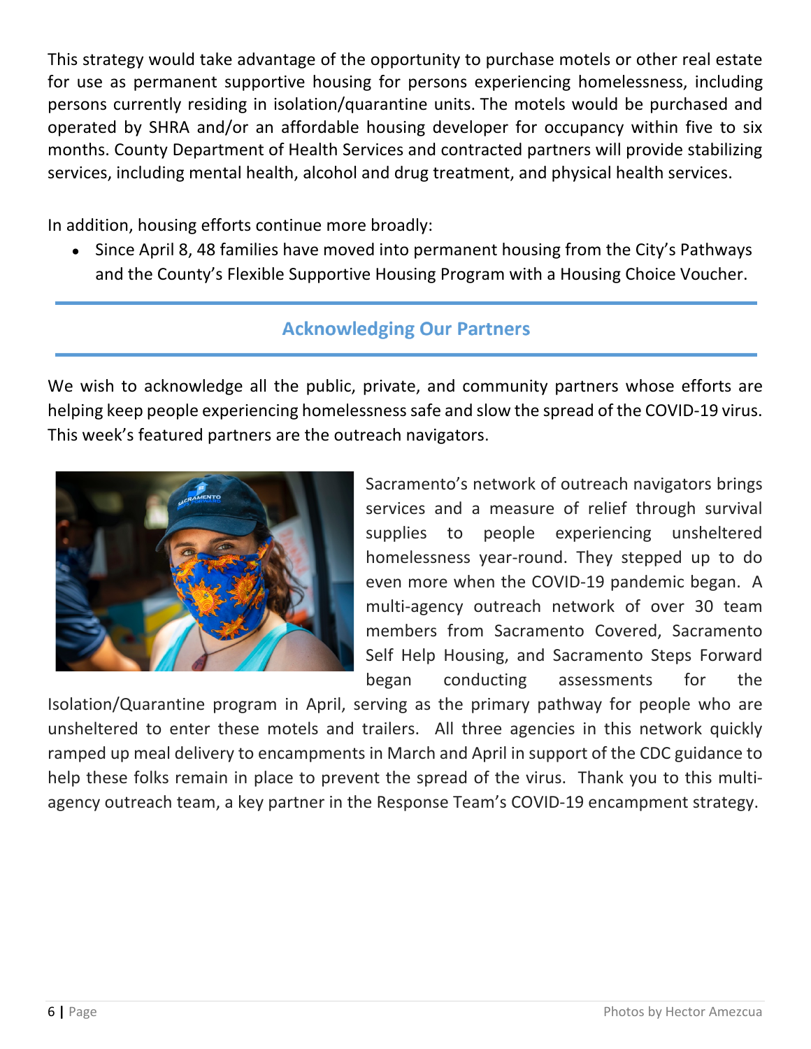This strategy would take advantage of the opportunity to purchase motels or other real estate for use as permanent supportive housing for persons experiencing homelessness, including persons currently residing in isolation/quarantine units. The motels would be purchased and operated by SHRA and/or an affordable housing developer for occupancy within five to six months. County Department of Health Services and contracted partners will provide stabilizing services, including mental health, alcohol and drug treatment, and physical health services.

In addition, housing efforts continue more broadly:

- Since April 8, 48 families have moved into permanent housing from the City's Pathways and the County's Flexible Supportive Housing Program with a Housing Choice Voucher.

## Acknowledging Our Partners

We wish to acknowledge all the public, private, and community partners whose efforts are helping keep people experiencing homelessness safe and slow the spread of the COVID-19 virus. This week's featured partners are the outreach navigators.

Sacramento's network of outreach navigators brings services and a measure of relief through survival supplies to people experiencing unsheltered homelessness year-round. They stepped up to do even more when the COVID-19 pandemic began. A multi-agency outreach network of over 30 team members from Sacramento Covered, Sacramento Self Help Housing, and Sacramento Steps Forward began conducting assessments for the Isolation/Quarantine program in April, serving as the primary pathway for people who are unsheltered to enter these motels and trailers. All three agencies in this network quickly ramped up meal delivery to encampments in March and April in support of the CDC guidance to help these folks remain in place to prevent the spread of the virus. Thank you to this multi-agency outreach team, a key partner in the Response Team's COVID-19 encampment strategy.

Photos by Hector Amezcua